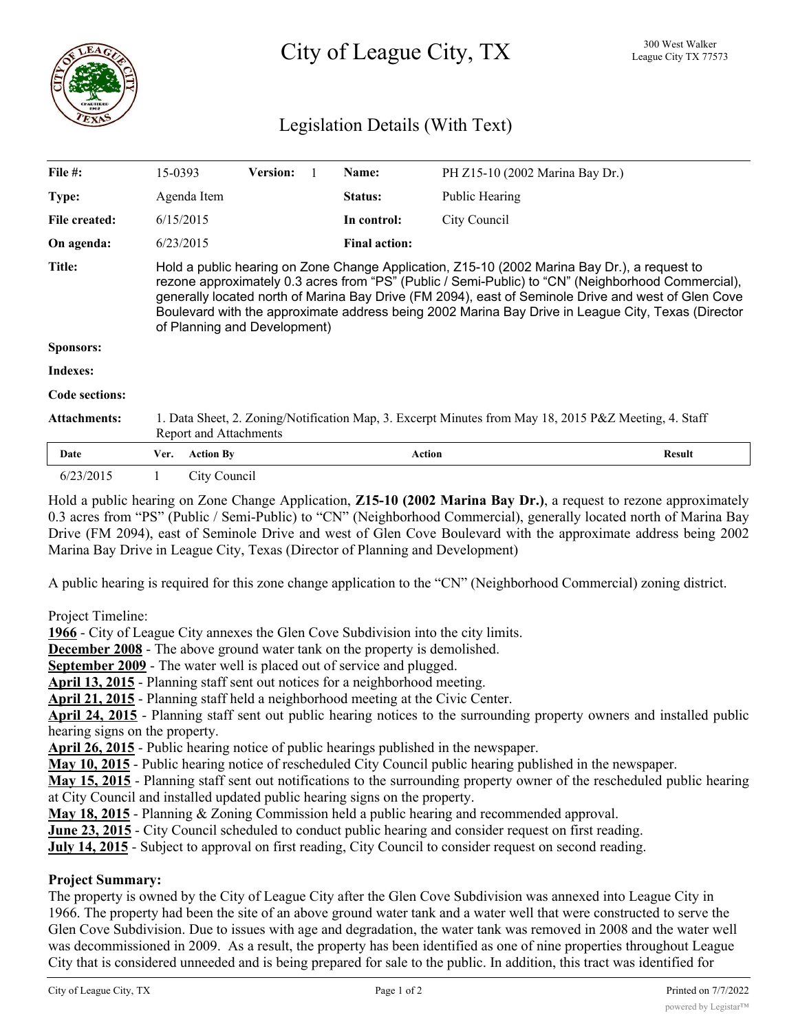# City of League City, TX

300 West Walker
League City TX 77573

## Legislation Details (With Text)

| | | | | | |
|---|---|---|---|---|---|
| **File #:** | 15-0393 | **Version:** 1 | **Name:** | PH Z15-10 (2002 Marina Bay Dr.) | |
| **Type:** | Agenda Item | | **Status:** | Public Hearing | |
| **File created:** | 6/15/2015 | | **In control:** | City Council | |
| **On agenda:** | 6/23/2015 | | **Final action:** | | |

**Title:** Hold a public hearing on Zone Change Application, Z15-10 (2002 Marina Bay Dr.), a request to rezone approximately 0.3 acres from "PS" (Public / Semi-Public) to "CN" (Neighborhood Commercial), generally located north of Marina Bay Drive (FM 2094), east of Seminole Drive and west of Glen Cove Boulevard with the approximate address being 2002 Marina Bay Drive in League City, Texas (Director of Planning and Development)

**Sponsors:**

**Indexes:**

**Code sections:**

**Attachments:** 1. Data Sheet, 2. Zoning/Notification Map, 3. Excerpt Minutes from May 18, 2015 P&Z Meeting, 4. Staff Report and Attachments

| Date | Ver. | Action By | Action | Result |
|---|---|---|---|---|
| 6/23/2015 | 1 | City Council | | |

Hold a public hearing on Zone Change Application, **Z15-10 (2002 Marina Bay Dr.)**, a request to rezone approximately 0.3 acres from "PS" (Public / Semi-Public) to "CN" (Neighborhood Commercial), generally located north of Marina Bay Drive (FM 2094), east of Seminole Drive and west of Glen Cove Boulevard with the approximate address being 2002 Marina Bay Drive in League City, Texas (Director of Planning and Development)

A public hearing is required for this zone change application to the "CN" (Neighborhood Commercial) zoning district.

Project Timeline:
**1966** - City of League City annexes the Glen Cove Subdivision into the city limits.
**December 2008** - The above ground water tank on the property is demolished.
**September 2009** - The water well is placed out of service and plugged.
**April 13, 2015** - Planning staff sent out notices for a neighborhood meeting.
**April 21, 2015** - Planning staff held a neighborhood meeting at the Civic Center.
**April 24, 2015** - Planning staff sent out public hearing notices to the surrounding property owners and installed public hearing signs on the property.
**April 26, 2015** - Public hearing notice of public hearings published in the newspaper.
**May 10, 2015** - Public hearing notice of rescheduled City Council public hearing published in the newspaper.
**May 15, 2015** - Planning staff sent out notifications to the surrounding property owner of the rescheduled public hearing at City Council and installed updated public hearing signs on the property.
**May 18, 2015** - Planning & Zoning Commission held a public hearing and recommended approval.
**June 23, 2015** - City Council scheduled to conduct public hearing and consider request on first reading.
**July 14, 2015** - Subject to approval on first reading, City Council to consider request on second reading.

**Project Summary:**
The property is owned by the City of League City after the Glen Cove Subdivision was annexed into League City in 1966. The property had been the site of an above ground water tank and a water well that were constructed to serve the Glen Cove Subdivision. Due to issues with age and degradation, the water tank was removed in 2008 and the water well was decommissioned in 2009. As a result, the property has been identified as one of nine properties throughout League City that is considered unneeded and is being prepared for sale to the public. In addition, this tract was identified for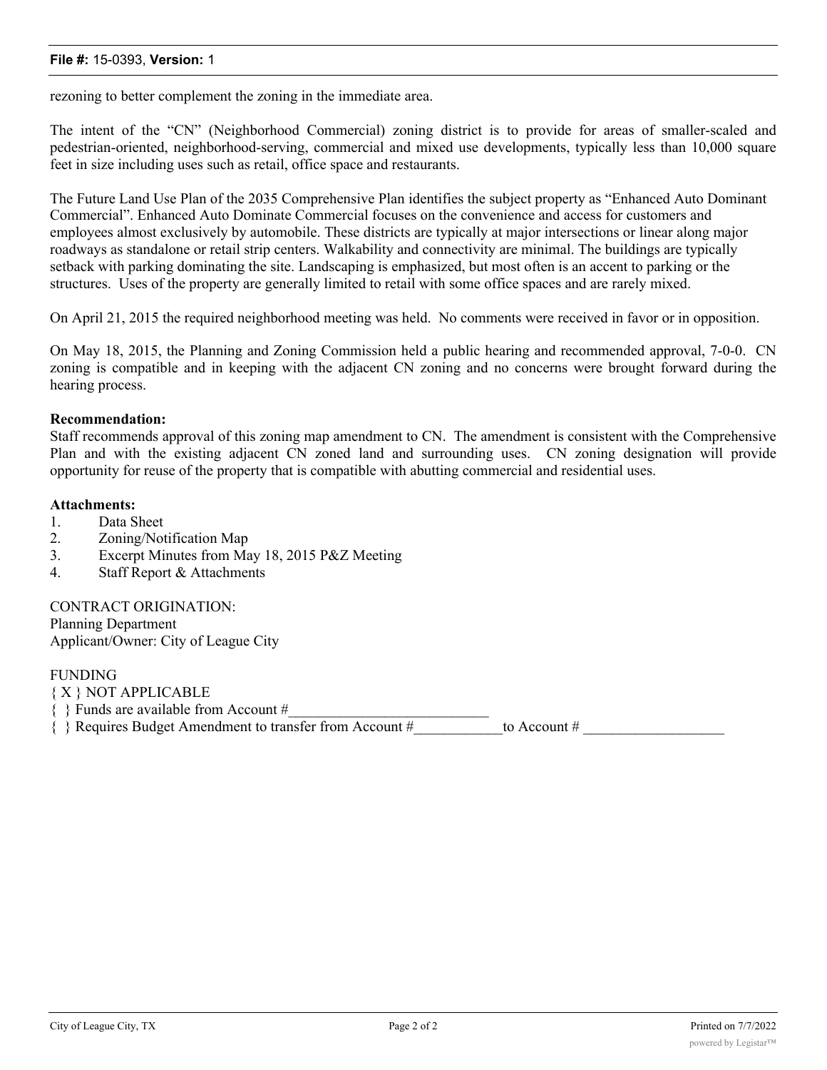rezoning to better complement the zoning in the immediate area.

The intent of the "CN" (Neighborhood Commercial) zoning district is to provide for areas of smaller-scaled and pedestrian-oriented, neighborhood-serving, commercial and mixed use developments, typically less than 10,000 square feet in size including uses such as retail, office space and restaurants.

The Future Land Use Plan of the 2035 Comprehensive Plan identifies the subject property as "Enhanced Auto Dominant Commercial". Enhanced Auto Dominate Commercial focuses on the convenience and access for customers and employees almost exclusively by automobile. These districts are typically at major intersections or linear along major roadways as standalone or retail strip centers. Walkability and connectivity are minimal. The buildings are typically setback with parking dominating the site. Landscaping is emphasized, but most often is an accent to parking or the structures. Uses of the property are generally limited to retail with some office spaces and are rarely mixed.

On April 21, 2015 the required neighborhood meeting was held. No comments were received in favor or in opposition.

On May 18, 2015, the Planning and Zoning Commission held a public hearing and recommended approval, 7-0-0. CN zoning is compatible and in keeping with the adjacent CN zoning and no concerns were brought forward during the hearing process.

**Recommendation:**

Staff recommends approval of this zoning map amendment to CN. The amendment is consistent with the Comprehensive Plan and with the existing adjacent CN zoned land and surrounding uses. CN zoning designation will provide opportunity for reuse of the property that is compatible with abutting commercial and residential uses.

**Attachments:**

1. Data Sheet
2. Zoning/Notification Map
3. Excerpt Minutes from May 18, 2015 P&Z Meeting
4. Staff Report & Attachments

CONTRACT ORIGINATION:
Planning Department
Applicant/Owner: City of League City

FUNDING
{ X } NOT APPLICABLE
{ } Funds are available from Account #___________________________
{ } Requires Budget Amendment to transfer from Account #____________to Account # ___________________